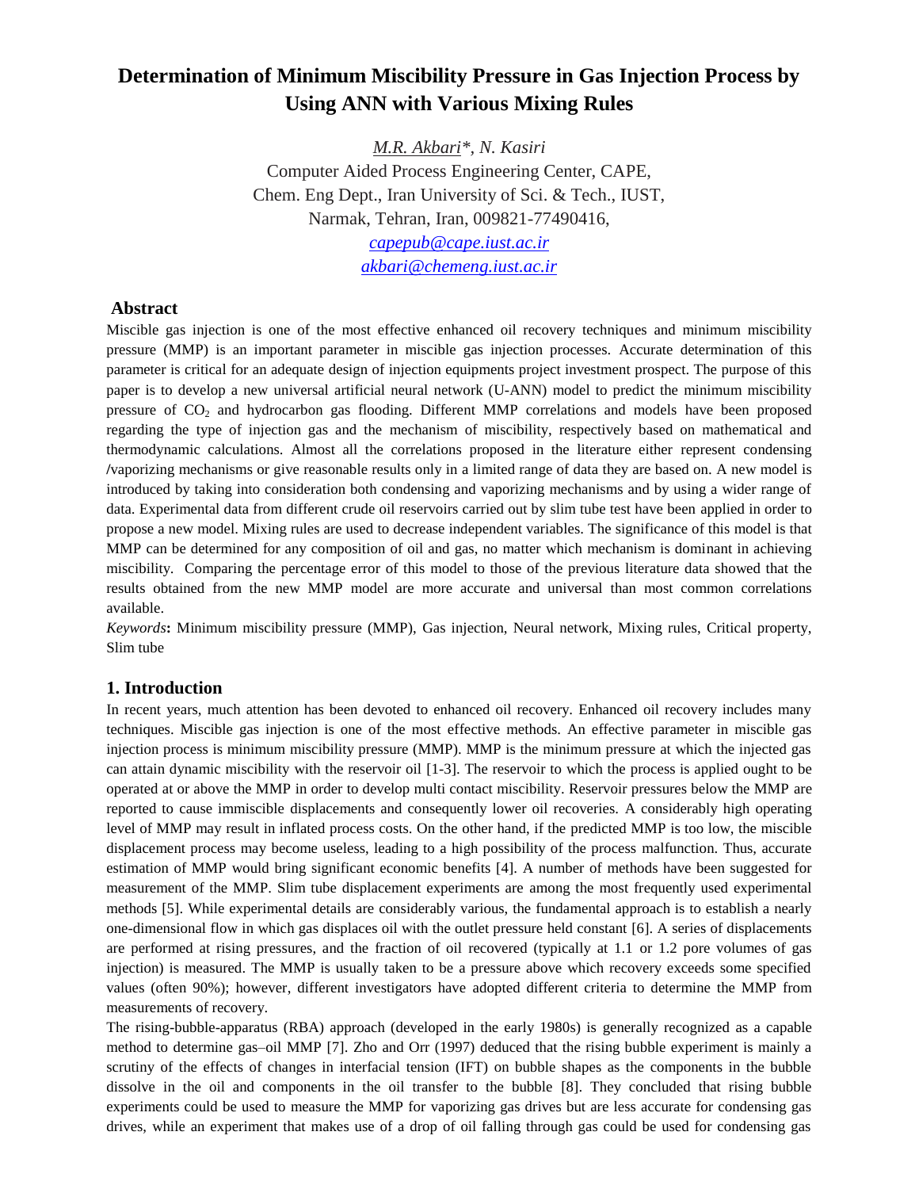# Determination of Minimum Miscibility Pressure in Gas Injection Process by Using ANN with Various Mixing Rules

*M.R. Akbari\**, *N. Kasiri*

Computer Aided Process Engineering Center, CAPE,
Chem. Eng Dept., Iran University of Sci. & Tech., IUST,
Narmak, Tehran, Iran, 009821-77490416,
capepub@cape.iust.ac.ir
akbari@chemeng.iust.ac.ir

## Abstract

Miscible gas injection is one of the most effective enhanced oil recovery techniques and minimum miscibility pressure (MMP) is an important parameter in miscible gas injection processes. Accurate determination of this parameter is critical for an adequate design of injection equipments project investment prospect. The purpose of this paper is to develop a new universal artificial neural network (U-ANN) model to predict the minimum miscibility pressure of $CO_2$ and hydrocarbon gas flooding. Different MMP correlations and models have been proposed regarding the type of injection gas and the mechanism of miscibility, respectively based on mathematical and thermodynamic calculations. Almost all the correlations proposed in the literature either represent condensing /vaporizing mechanisms or give reasonable results only in a limited range of data they are based on. A new model is introduced by taking into consideration both condensing and vaporizing mechanisms and by using a wider range of data. Experimental data from different crude oil reservoirs carried out by slim tube test have been applied in order to propose a new model. Mixing rules are used to decrease independent variables. The significance of this model is that MMP can be determined for any composition of oil and gas, no matter which mechanism is dominant in achieving miscibility. Comparing the percentage error of this model to those of the previous literature data showed that the results obtained from the new MMP model are more accurate and universal than most common correlations available.

*Keywords***:** Minimum miscibility pressure (MMP), Gas injection, Neural network, Mixing rules, Critical property, Slim tube

## 1. Introduction

In recent years, much attention has been devoted to enhanced oil recovery. Enhanced oil recovery includes many techniques. Miscible gas injection is one of the most effective methods. An effective parameter in miscible gas injection process is minimum miscibility pressure (MMP). MMP is the minimum pressure at which the injected gas can attain dynamic miscibility with the reservoir oil [1-3]. The reservoir to which the process is applied ought to be operated at or above the MMP in order to develop multi contact miscibility. Reservoir pressures below the MMP are reported to cause immiscible displacements and consequently lower oil recoveries. A considerably high operating level of MMP may result in inflated process costs. On the other hand, if the predicted MMP is too low, the miscible displacement process may become useless, leading to a high possibility of the process malfunction. Thus, accurate estimation of MMP would bring significant economic benefits [4]. A number of methods have been suggested for measurement of the MMP. Slim tube displacement experiments are among the most frequently used experimental methods [5]. While experimental details are considerably various, the fundamental approach is to establish a nearly one-dimensional flow in which gas displaces oil with the outlet pressure held constant [6]. A series of displacements are performed at rising pressures, and the fraction of oil recovered (typically at 1.1 or 1.2 pore volumes of gas injection) is measured. The MMP is usually taken to be a pressure above which recovery exceeds some specified values (often 90%); however, different investigators have adopted different criteria to determine the MMP from measurements of recovery.

The rising-bubble-apparatus (RBA) approach (developed in the early 1980s) is generally recognized as a capable method to determine gas–oil MMP [7]. Zho and Orr (1997) deduced that the rising bubble experiment is mainly a scrutiny of the effects of changes in interfacial tension (IFT) on bubble shapes as the components in the bubble dissolve in the oil and components in the oil transfer to the bubble [8]. They concluded that rising bubble experiments could be used to measure the MMP for vaporizing gas drives but are less accurate for condensing gas drives, while an experiment that makes use of a drop of oil falling through gas could be used for condensing gas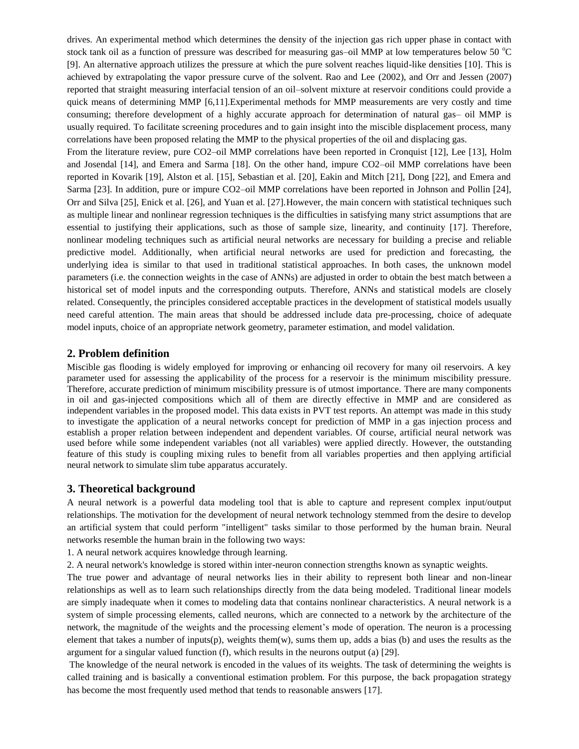drives. An experimental method which determines the density of the injection gas rich upper phase in contact with stock tank oil as a function of pressure was described for measuring gas–oil MMP at low temperatures below 50 $^{o}$C [9]. An alternative approach utilizes the pressure at which the pure solvent reaches liquid-like densities [10]. This is achieved by extrapolating the vapor pressure curve of the solvent. Rao and Lee (2002), and Orr and Jessen (2007) reported that straight measuring interfacial tension of an oil–solvent mixture at reservoir conditions could provide a quick means of determining MMP [6,11].Experimental methods for MMP measurements are very costly and time consuming; therefore development of a highly accurate approach for determination of natural gas– oil MMP is usually required. To facilitate screening procedures and to gain insight into the miscible displacement process, many correlations have been proposed relating the MMP to the physical properties of the oil and displacing gas.

From the literature review, pure CO2–oil MMP correlations have been reported in Cronquist [12], Lee [13], Holm and Josendal [14], and Emera and Sarma [18]. On the other hand, impure CO2–oil MMP correlations have been reported in Kovarik [19], Alston et al. [15], Sebastian et al. [20], Eakin and Mitch [21], Dong [22], and Emera and Sarma [23]. In addition, pure or impure CO2–oil MMP correlations have been reported in Johnson and Pollin [24], Orr and Silva [25], Enick et al. [26], and Yuan et al. [27].However, the main concern with statistical techniques such as multiple linear and nonlinear regression techniques is the difficulties in satisfying many strict assumptions that are essential to justifying their applications, such as those of sample size, linearity, and continuity [17]. Therefore, nonlinear modeling techniques such as artificial neural networks are necessary for building a precise and reliable predictive model. Additionally, when artificial neural networks are used for prediction and forecasting, the underlying idea is similar to that used in traditional statistical approaches. In both cases, the unknown model parameters (i.e. the connection weights in the case of ANNs) are adjusted in order to obtain the best match between a historical set of model inputs and the corresponding outputs. Therefore, ANNs and statistical models are closely related. Consequently, the principles considered acceptable practices in the development of statistical models usually need careful attention. The main areas that should be addressed include data pre-processing, choice of adequate model inputs, choice of an appropriate network geometry, parameter estimation, and model validation.

## 2. Problem definition

Miscible gas flooding is widely employed for improving or enhancing oil recovery for many oil reservoirs. A key parameter used for assessing the applicability of the process for a reservoir is the minimum miscibility pressure. Therefore, accurate prediction of minimum miscibility pressure is of utmost importance. There are many components in oil and gas-injected compositions which all of them are directly effective in MMP and are considered as independent variables in the proposed model. This data exists in PVT test reports. An attempt was made in this study to investigate the application of a neural networks concept for prediction of MMP in a gas injection process and establish a proper relation between independent and dependent variables. Of course, artificial neural network was used before while some independent variables (not all variables) were applied directly. However, the outstanding feature of this study is coupling mixing rules to benefit from all variables properties and then applying artificial neural network to simulate slim tube apparatus accurately.

## 3. Theoretical background

A neural network is a powerful data modeling tool that is able to capture and represent complex input/output relationships. The motivation for the development of neural network technology stemmed from the desire to develop an artificial system that could perform "intelligent" tasks similar to those performed by the human brain. Neural networks resemble the human brain in the following two ways:

1. A neural network acquires knowledge through learning.
2. A neural network's knowledge is stored within inter-neuron connection strengths known as synaptic weights.

The true power and advantage of neural networks lies in their ability to represent both linear and non-linear relationships as well as to learn such relationships directly from the data being modeled. Traditional linear models are simply inadequate when it comes to modeling data that contains nonlinear characteristics. A neural network is a system of simple processing elements, called neurons, which are connected to a network by the architecture of the network, the magnitude of the weights and the processing element's mode of operation. The neuron is a processing element that takes a number of inputs(p), weights them(w), sums them up, adds a bias (b) and uses the results as the argument for a singular valued function (f), which results in the neurons output (a) [29].

The knowledge of the neural network is encoded in the values of its weights. The task of determining the weights is called training and is basically a conventional estimation problem. For this purpose, the back propagation strategy has become the most frequently used method that tends to reasonable answers [17].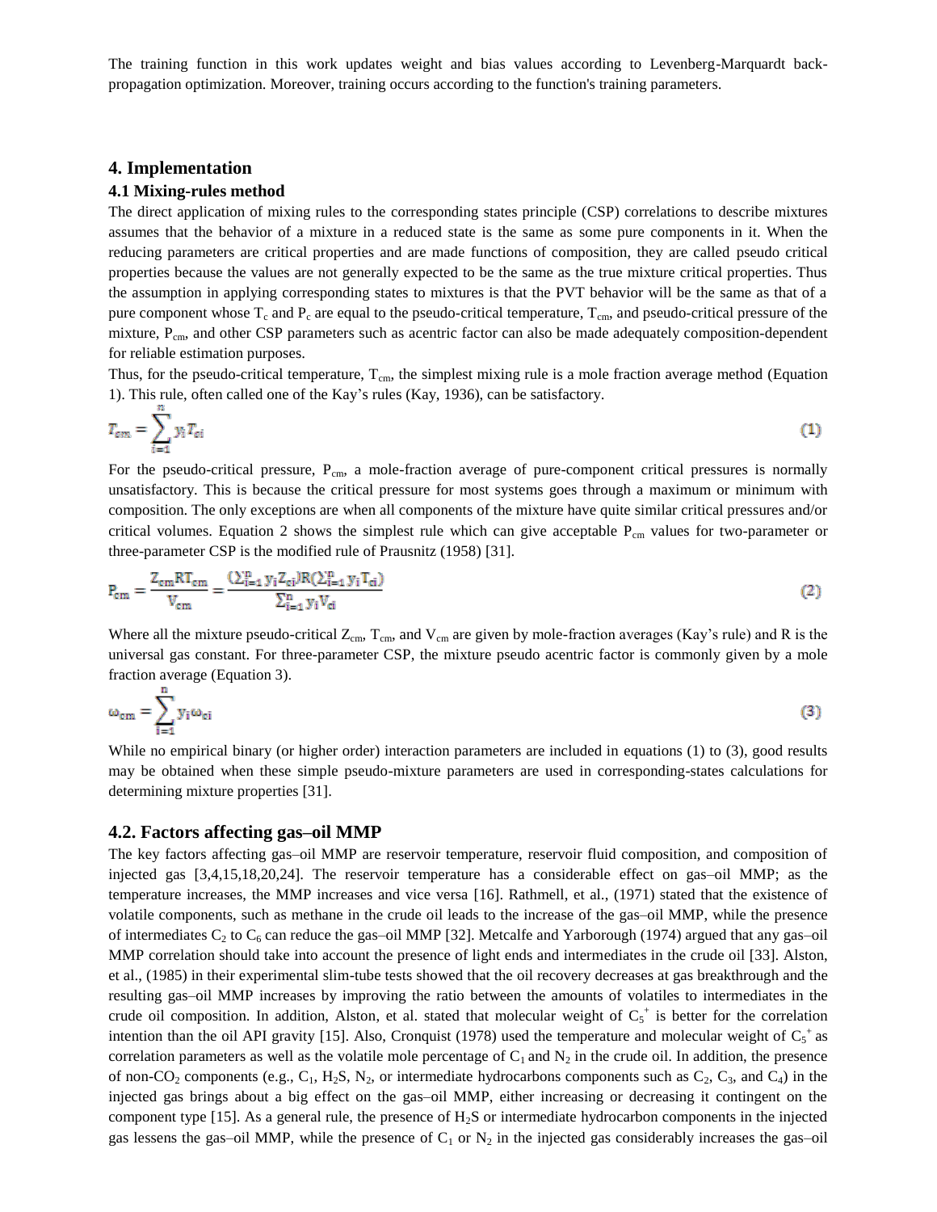The training function in this work updates weight and bias values according to Levenberg-Marquardt back-propagation optimization. Moreover, training occurs according to the function's training parameters.

## 4. Implementation

### 4.1 Mixing-rules method

The direct application of mixing rules to the corresponding states principle (CSP) correlations to describe mixtures assumes that the behavior of a mixture in a reduced state is the same as some pure components in it. When the reducing parameters are critical properties and are made functions of composition, they are called pseudo critical properties because the values are not generally expected to be the same as the true mixture critical properties. Thus the assumption in applying corresponding states to mixtures is that the PVT behavior will be the same as that of a pure component whose $T_c$ and $P_c$ are equal to the pseudo-critical temperature, $T_{cm}$, and pseudo-critical pressure of the mixture, $P_{cm}$, and other CSP parameters such as acentric factor can also be made adequately composition-dependent for reliable estimation purposes.

Thus, for the pseudo-critical temperature, $T_{cm}$, the simplest mixing rule is a mole fraction average method (Equation 1). This rule, often called one of the Kay's rules (Kay, 1936), can be satisfactory.

$$T_{cm} = \sum_{i=1}^{n} y_i T_{ci} \tag{1}$$

For the pseudo-critical pressure, $P_{cm}$, a mole-fraction average of pure-component critical pressures is normally unsatisfactory. This is because the critical pressure for most systems goes through a maximum or minimum with composition. The only exceptions are when all components of the mixture have quite similar critical pressures and/or critical volumes. Equation 2 shows the simplest rule which can give acceptable $P_{cm}$ values for two-parameter or three-parameter CSP is the modified rule of Prausnitz (1958) [31].

$$P_{cm} = \frac{Z_{cm} R T_{cm}}{V_{cm}} = \frac{(\sum_{i=1}^{n} y_i Z_{ci}) R (\sum_{i=1}^{n} y_i T_{ci})}{\sum_{i=1}^{n} y_i V_{ci}} \tag{2}$$

Where all the mixture pseudo-critical $Z_{cm}$, $T_{cm}$, and $V_{cm}$ are given by mole-fraction averages (Kay's rule) and R is the universal gas constant. For three-parameter CSP, the mixture pseudo acentric factor is commonly given by a mole fraction average (Equation 3).

$$\omega_{cm} = \sum_{i=1}^{n} y_i \omega_{ci} \tag{3}$$

While no empirical binary (or higher order) interaction parameters are included in equations (1) to (3), good results may be obtained when these simple pseudo-mixture parameters are used in corresponding-states calculations for determining mixture properties [31].

### 4.2. Factors affecting gas–oil MMP

The key factors affecting gas–oil MMP are reservoir temperature, reservoir fluid composition, and composition of injected gas [3,4,15,18,20,24]. The reservoir temperature has a considerable effect on gas–oil MMP; as the temperature increases, the MMP increases and vice versa [16]. Rathmell, et al., (1971) stated that the existence of volatile components, such as methane in the crude oil leads to the increase of the gas–oil MMP, while the presence of intermediates $C_2$ to $C_6$ can reduce the gas–oil MMP [32]. Metcalfe and Yarborough (1974) argued that any gas–oil MMP correlation should take into account the presence of light ends and intermediates in the crude oil [33]. Alston, et al., (1985) in their experimental slim-tube tests showed that the oil recovery decreases at gas breakthrough and the resulting gas–oil MMP increases by improving the ratio between the amounts of volatiles to intermediates in the crude oil composition. In addition, Alston, et al. stated that molecular weight of $C_5^+$ is better for the correlation intention than the oil API gravity [15]. Also, Cronquist (1978) used the temperature and molecular weight of $C_5^+$ as correlation parameters as well as the volatile mole percentage of $C_1$ and $N_2$ in the crude oil. In addition, the presence of non-$CO_2$ components (e.g., $C_1$, $H_2S$, $N_2$, or intermediate hydrocarbons components such as $C_2$, $C_3$, and $C_4$) in the injected gas brings about a big effect on the gas–oil MMP, either increasing or decreasing it contingent on the component type [15]. As a general rule, the presence of $H_2S$ or intermediate hydrocarbon components in the injected gas lessens the gas–oil MMP, while the presence of $C_1$ or $N_2$ in the injected gas considerably increases the gas–oil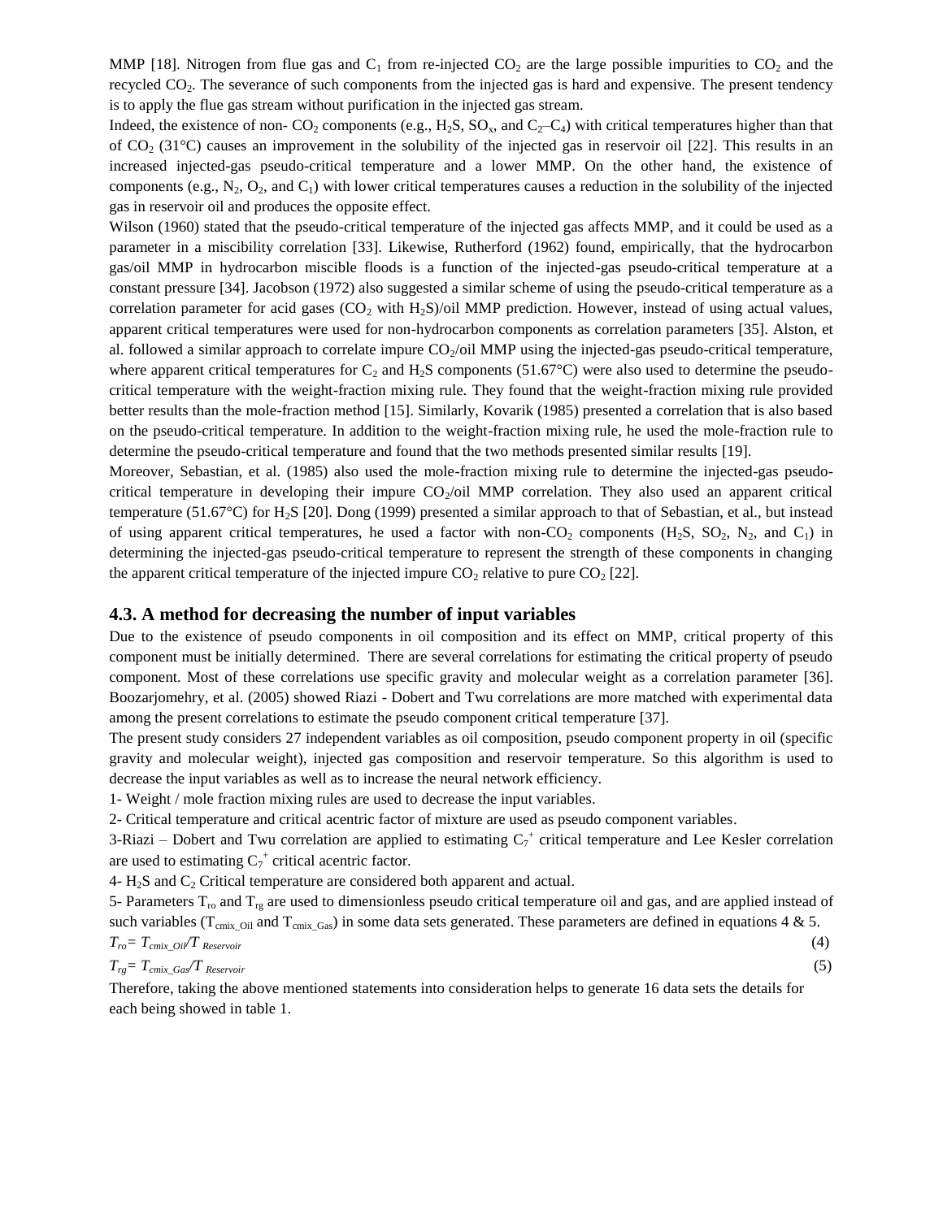MMP [18]. Nitrogen from flue gas and $C_1$ from re-injected $CO_2$ are the large possible impurities to $CO_2$ and the recycled $CO_2$. The severance of such components from the injected gas is hard and expensive. The present tendency is to apply the flue gas stream without purification in the injected gas stream.

Indeed, the existence of non- $CO_2$ components (e.g., $H_2S$, $SO_x$, and $C_2$–$C_4$) with critical temperatures higher than that of $CO_2$ (31°C) causes an improvement in the solubility of the injected gas in reservoir oil [22]. This results in an increased injected-gas pseudo-critical temperature and a lower MMP. On the other hand, the existence of components (e.g., $N_2$, $O_2$, and $C_1$) with lower critical temperatures causes a reduction in the solubility of the injected gas in reservoir oil and produces the opposite effect.

Wilson (1960) stated that the pseudo-critical temperature of the injected gas affects MMP, and it could be used as a parameter in a miscibility correlation [33]. Likewise, Rutherford (1962) found, empirically, that the hydrocarbon gas/oil MMP in hydrocarbon miscible floods is a function of the injected-gas pseudo-critical temperature at a constant pressure [34]. Jacobson (1972) also suggested a similar scheme of using the pseudo-critical temperature as a correlation parameter for acid gases ($CO_2$ with $H_2S$)/oil MMP prediction. However, instead of using actual values, apparent critical temperatures were used for non-hydrocarbon components as correlation parameters [35]. Alston, et al. followed a similar approach to correlate impure $CO_2$/oil MMP using the injected-gas pseudo-critical temperature, where apparent critical temperatures for $C_2$ and $H_2S$ components (51.67°C) were also used to determine the pseudo-critical temperature with the weight-fraction mixing rule. They found that the weight-fraction mixing rule provided better results than the mole-fraction method [15]. Similarly, Kovarik (1985) presented a correlation that is also based on the pseudo-critical temperature. In addition to the weight-fraction mixing rule, he used the mole-fraction rule to determine the pseudo-critical temperature and found that the two methods presented similar results [19].

Moreover, Sebastian, et al. (1985) also used the mole-fraction mixing rule to determine the injected-gas pseudo-critical temperature in developing their impure $CO_2$/oil MMP correlation. They also used an apparent critical temperature (51.67°C) for $H_2S$ [20]. Dong (1999) presented a similar approach to that of Sebastian, et al., but instead of using apparent critical temperatures, he used a factor with non-$CO_2$ components ($H_2S$, $SO_2$, $N_2$, and $C_1$) in determining the injected-gas pseudo-critical temperature to represent the strength of these components in changing the apparent critical temperature of the injected impure $CO_2$ relative to pure $CO_2$ [22].

## 4.3. A method for decreasing the number of input variables

Due to the existence of pseudo components in oil composition and its effect on MMP, critical property of this component must be initially determined. There are several correlations for estimating the critical property of pseudo component. Most of these correlations use specific gravity and molecular weight as a correlation parameter [36]. Boozarjomehry, et al. (2005) showed Riazi - Dobert and Twu correlations are more matched with experimental data among the present correlations to estimate the pseudo component critical temperature [37].

The present study considers 27 independent variables as oil composition, pseudo component property in oil (specific gravity and molecular weight), injected gas composition and reservoir temperature. So this algorithm is used to decrease the input variables as well as to increase the neural network efficiency.

1- Weight / mole fraction mixing rules are used to decrease the input variables.

2- Critical temperature and critical acentric factor of mixture are used as pseudo component variables.

3-Riazi – Dobert and Twu correlation are applied to estimating $C_7^+$ critical temperature and Lee Kesler correlation are used to estimating $C_7^+$ critical acentric factor.

4- $H_2S$ and $C_2$ Critical temperature are considered both apparent and actual.

5- Parameters $T_{ro}$ and $T_{rg}$ are used to dimensionless pseudo critical temperature oil and gas, and are applied instead of such variables ($T_{cmix\_Oil}$ and $T_{cmix\_Gas}$) in some data sets generated. These parameters are defined in equations 4 & 5.

$$T_{ro} = T_{cmix\_Oil} / T_{Reservoir} \tag{4}$$

$$T_{rg} = T_{cmix\_Gas} / T_{Reservoir} \tag{5}$$

Therefore, taking the above mentioned statements into consideration helps to generate 16 data sets the details for each being showed in table 1.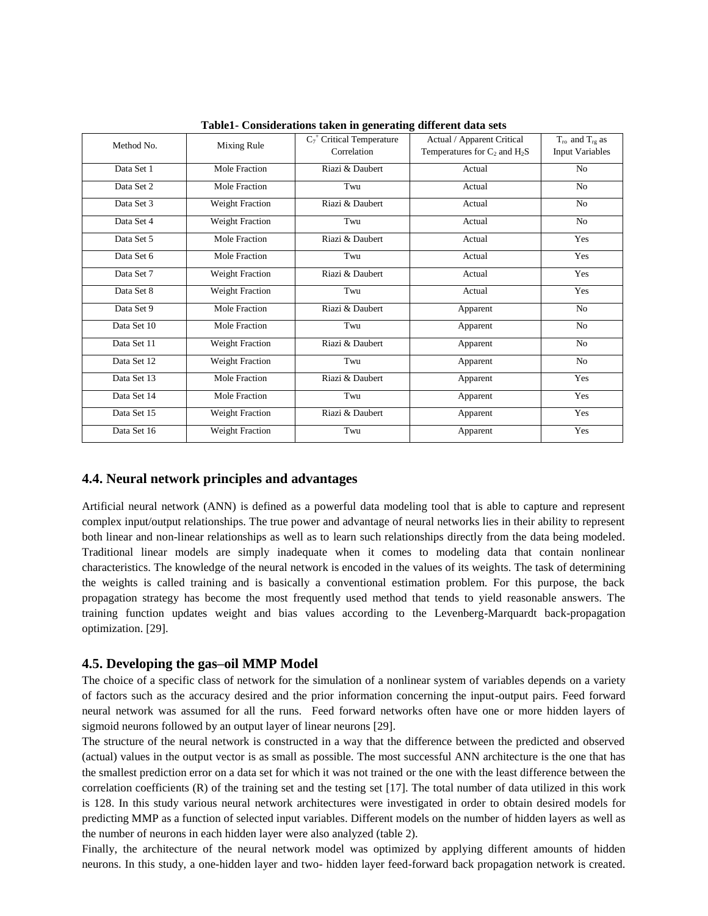**Table1- Considerations taken in generating different data sets**

| Method No. | Mixing Rule | $C_7^+$ Critical Temperature Correlation | Actual / Apparent Critical Temperatures for $C_2$ and $H_2S$ | $T_{ro}$ and $T_{rg}$ as Input Variables |
|---|---|---|---|---|
| Data Set 1 | Mole Fraction | Riazi & Daubert | Actual | No |
| Data Set 2 | Mole Fraction | Twu | Actual | No |
| Data Set 3 | Weight Fraction | Riazi & Daubert | Actual | No |
| Data Set 4 | Weight Fraction | Twu | Actual | No |
| Data Set 5 | Mole Fraction | Riazi & Daubert | Actual | Yes |
| Data Set 6 | Mole Fraction | Twu | Actual | Yes |
| Data Set 7 | Weight Fraction | Riazi & Daubert | Actual | Yes |
| Data Set 8 | Weight Fraction | Twu | Actual | Yes |
| Data Set 9 | Mole Fraction | Riazi & Daubert | Apparent | No |
| Data Set 10 | Mole Fraction | Twu | Apparent | No |
| Data Set 11 | Weight Fraction | Riazi & Daubert | Apparent | No |
| Data Set 12 | Weight Fraction | Twu | Apparent | No |
| Data Set 13 | Mole Fraction | Riazi & Daubert | Apparent | Yes |
| Data Set 14 | Mole Fraction | Twu | Apparent | Yes |
| Data Set 15 | Weight Fraction | Riazi & Daubert | Apparent | Yes |
| Data Set 16 | Weight Fraction | Twu | Apparent | Yes |

## 4.4. Neural network principles and advantages

Artificial neural network (ANN) is defined as a powerful data modeling tool that is able to capture and represent complex input/output relationships. The true power and advantage of neural networks lies in their ability to represent both linear and non-linear relationships as well as to learn such relationships directly from the data being modeled. Traditional linear models are simply inadequate when it comes to modeling data that contain nonlinear characteristics. The knowledge of the neural network is encoded in the values of its weights. The task of determining the weights is called training and is basically a conventional estimation problem. For this purpose, the back propagation strategy has become the most frequently used method that tends to yield reasonable answers. The training function updates weight and bias values according to the Levenberg-Marquardt back-propagation optimization. [29].

## 4.5. Developing the gas–oil MMP Model

The choice of a specific class of network for the simulation of a nonlinear system of variables depends on a variety of factors such as the accuracy desired and the prior information concerning the input-output pairs. Feed forward neural network was assumed for all the runs. Feed forward networks often have one or more hidden layers of sigmoid neurons followed by an output layer of linear neurons [29].

The structure of the neural network is constructed in a way that the difference between the predicted and observed (actual) values in the output vector is as small as possible. The most successful ANN architecture is the one that has the smallest prediction error on a data set for which it was not trained or the one with the least difference between the correlation coefficients (R) of the training set and the testing set [17]. The total number of data utilized in this work is 128. In this study various neural network architectures were investigated in order to obtain desired models for predicting MMP as a function of selected input variables. Different models on the number of hidden layers as well as the number of neurons in each hidden layer were also analyzed (table 2).

Finally, the architecture of the neural network model was optimized by applying different amounts of hidden neurons. In this study, a one-hidden layer and two- hidden layer feed-forward back propagation network is created.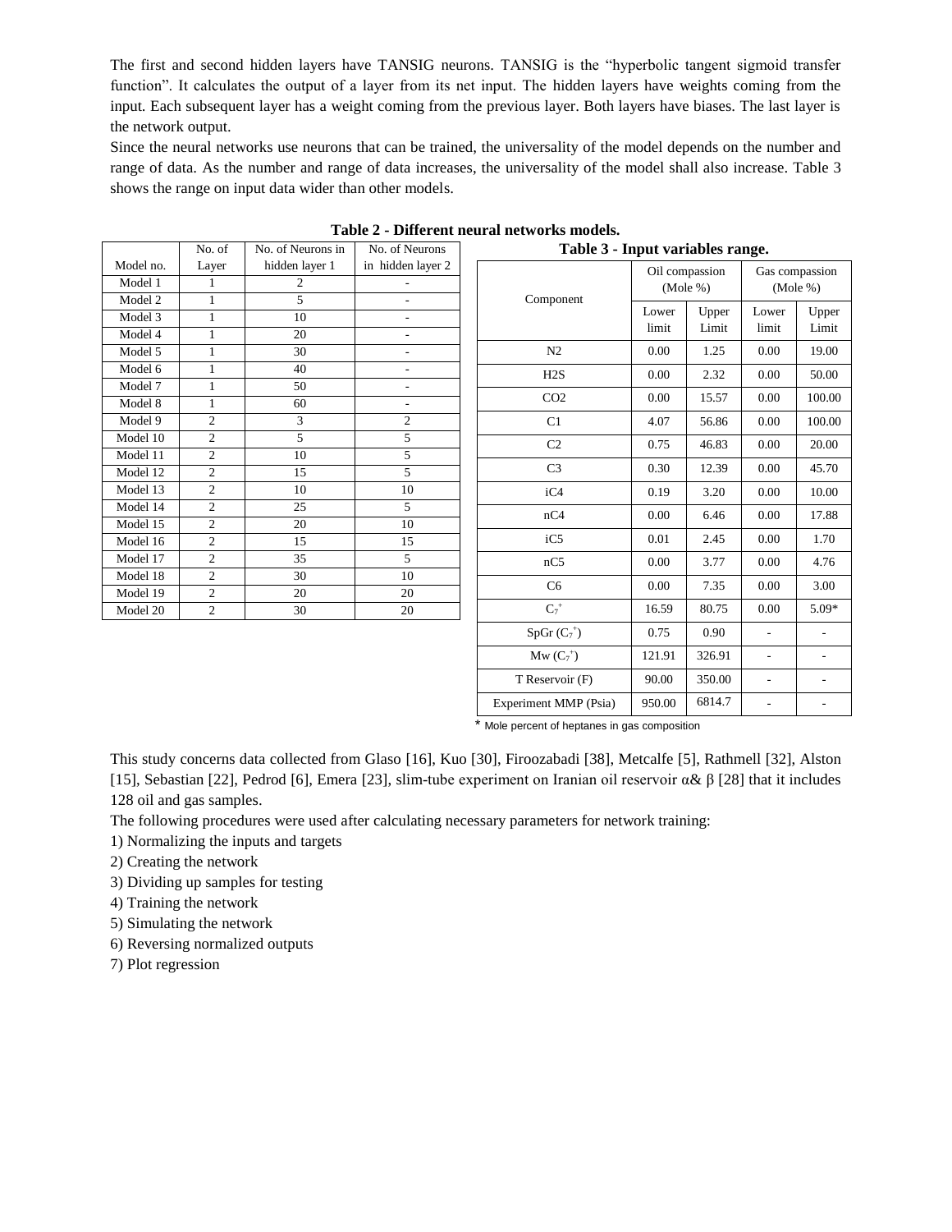The first and second hidden layers have TANSIG neurons. TANSIG is the "hyperbolic tangent sigmoid transfer function". It calculates the output of a layer from its net input. The hidden layers have weights coming from the input. Each subsequent layer has a weight coming from the previous layer. Both layers have biases. The last layer is the network output.

Since the neural networks use neurons that can be trained, the universality of the model depends on the number and range of data. As the number and range of data increases, the universality of the model shall also increase. Table 3 shows the range on input data wider than other models.

**Table 2 - Different neural networks models.**

| Model no. | No. of Layer | No. of Neurons in hidden layer 1 | No. of Neurons in hidden layer 2 |
|---|---|---|---|
| Model 1 | 1 | 2 | - |
| Model 2 | 1 | 5 | - |
| Model 3 | 1 | 10 | - |
| Model 4 | 1 | 20 | - |
| Model 5 | 1 | 30 | - |
| Model 6 | 1 | 40 | - |
| Model 7 | 1 | 50 | - |
| Model 8 | 1 | 60 | - |
| Model 9 | 2 | 3 | 2 |
| Model 10 | 2 | 5 | 5 |
| Model 11 | 2 | 10 | 5 |
| Model 12 | 2 | 15 | 5 |
| Model 13 | 2 | 10 | 10 |
| Model 14 | 2 | 25 | 5 |
| Model 15 | 2 | 20 | 10 |
| Model 16 | 2 | 15 | 15 |
| Model 17 | 2 | 35 | 5 |
| Model 18 | 2 | 30 | 10 |
| Model 19 | 2 | 20 | 20 |
| Model 20 | 2 | 30 | 20 |

**Table 3 - Input variables range.**

| Component | Oil compassion (Mole %) | | Gas compassion (Mole %) | |
|---|---|---|---|---|
| | Lower limit | Upper Limit | Lower limit | Upper Limit |
| N2 | 0.00 | 1.25 | 0.00 | 19.00 |
| H2S | 0.00 | 2.32 | 0.00 | 50.00 |
| CO2 | 0.00 | 15.57 | 0.00 | 100.00 |
| C1 | 4.07 | 56.86 | 0.00 | 100.00 |
| C2 | 0.75 | 46.83 | 0.00 | 20.00 |
| C3 | 0.30 | 12.39 | 0.00 | 45.70 |
| iC4 | 0.19 | 3.20 | 0.00 | 10.00 |
| nC4 | 0.00 | 6.46 | 0.00 | 17.88 |
| iC5 | 0.01 | 2.45 | 0.00 | 1.70 |
| nC5 | 0.00 | 3.77 | 0.00 | 4.76 |
| C6 | 0.00 | 7.35 | 0.00 | 3.00 |
| $C_7^+$ | 16.59 | 80.75 | 0.00 | 5.09* |
| SpGr ($C_7^+$) | 0.75 | 0.90 | - | - |
| Mw ($C_7^+$) | 121.91 | 326.91 | - | - |
| T Reservoir (F) | 90.00 | 350.00 | - | - |
| Experiment MMP (Psia) | 950.00 | 6814.7 | - | - |

\* Mole percent of heptanes in gas composition

This study concerns data collected from Glaso [16], Kuo [30], Firoozabadi [38], Metcalfe [5], Rathmell [32], Alston [15], Sebastian [22], Pedrod [6], Emera [23], slim-tube experiment on Iranian oil reservoir α& β [28] that it includes 128 oil and gas samples.

The following procedures were used after calculating necessary parameters for network training:

1) Normalizing the inputs and targets
2) Creating the network
3) Dividing up samples for testing
4) Training the network
5) Simulating the network
6) Reversing normalized outputs
7) Plot regression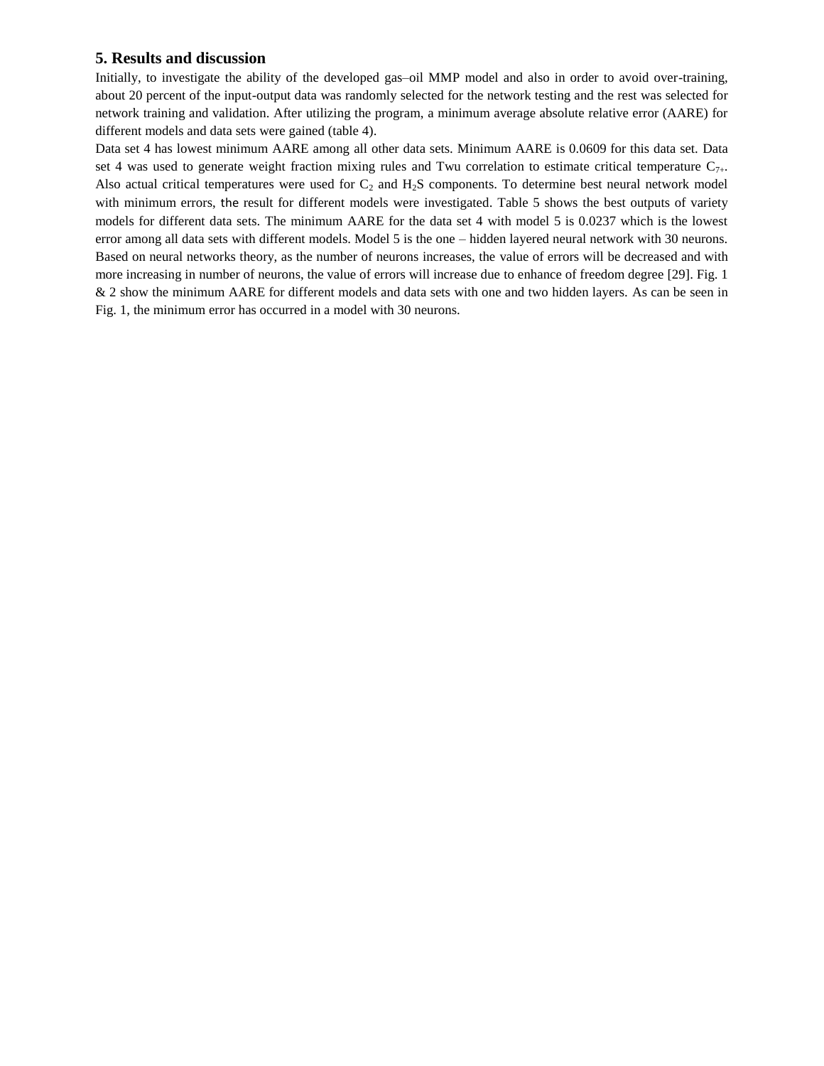## 5. Results and discussion

Initially, to investigate the ability of the developed gas–oil MMP model and also in order to avoid over-training, about 20 percent of the input-output data was randomly selected for the network testing and the rest was selected for network training and validation. After utilizing the program, a minimum average absolute relative error (AARE) for different models and data sets were gained (table 4).

Data set 4 has lowest minimum AARE among all other data sets. Minimum AARE is 0.0609 for this data set. Data set 4 was used to generate weight fraction mixing rules and Twu correlation to estimate critical temperature $C_{7+}$. Also actual critical temperatures were used for $C_2$ and $H_2S$ components. To determine best neural network model with minimum errors, the result for different models were investigated. Table 5 shows the best outputs of variety models for different data sets. The minimum AARE for the data set 4 with model 5 is 0.0237 which is the lowest error among all data sets with different models. Model 5 is the one – hidden layered neural network with 30 neurons. Based on neural networks theory, as the number of neurons increases, the value of errors will be decreased and with more increasing in number of neurons, the value of errors will increase due to enhance of freedom degree [29]. Fig. 1 & 2 show the minimum AARE for different models and data sets with one and two hidden layers. As can be seen in Fig. 1, the minimum error has occurred in a model with 30 neurons.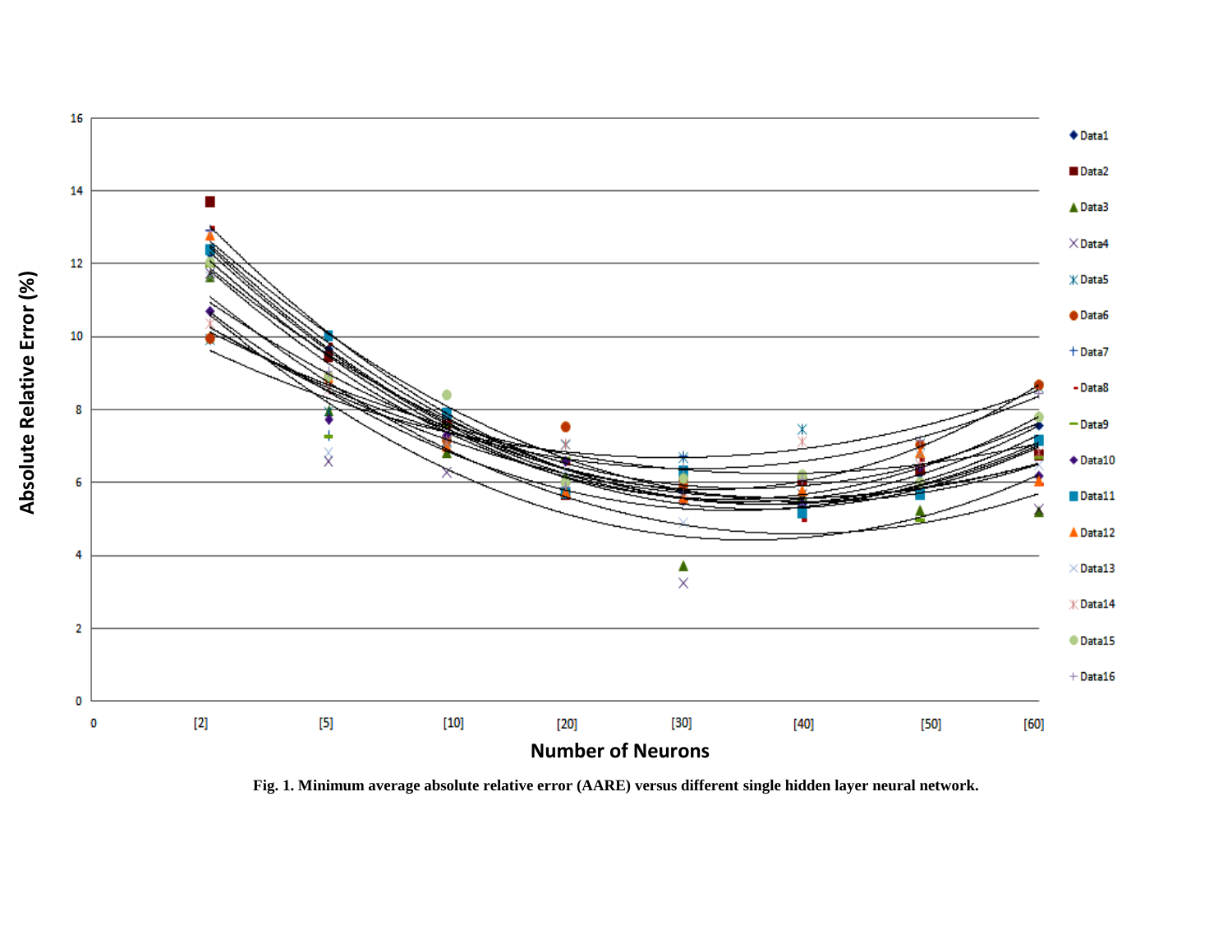**Fig. 1. Minimum average absolute relative error (AARE) versus different single hidden layer neural network.**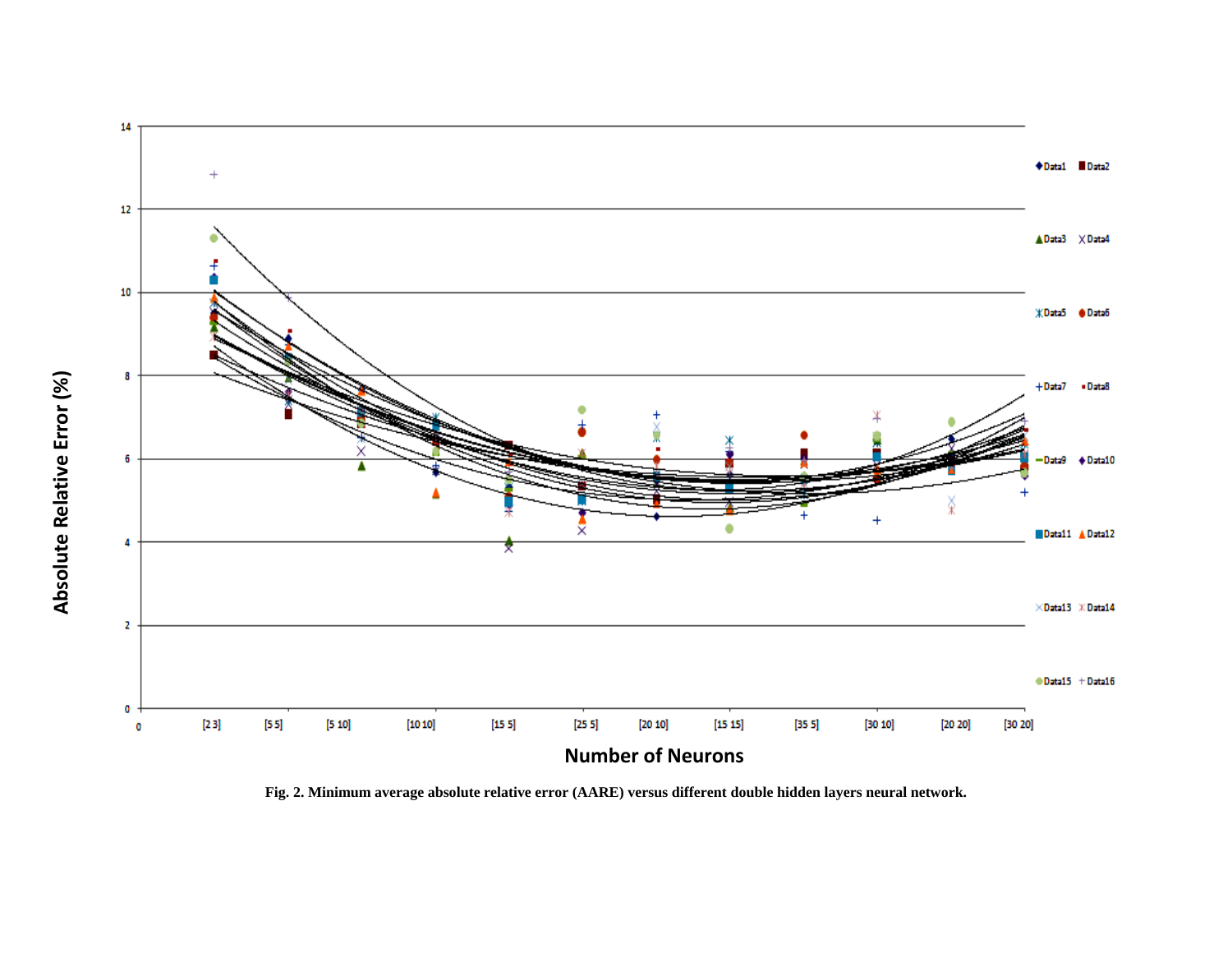Fig. 2. Minimum average absolute relative error (AARE) versus different double hidden layers neural network.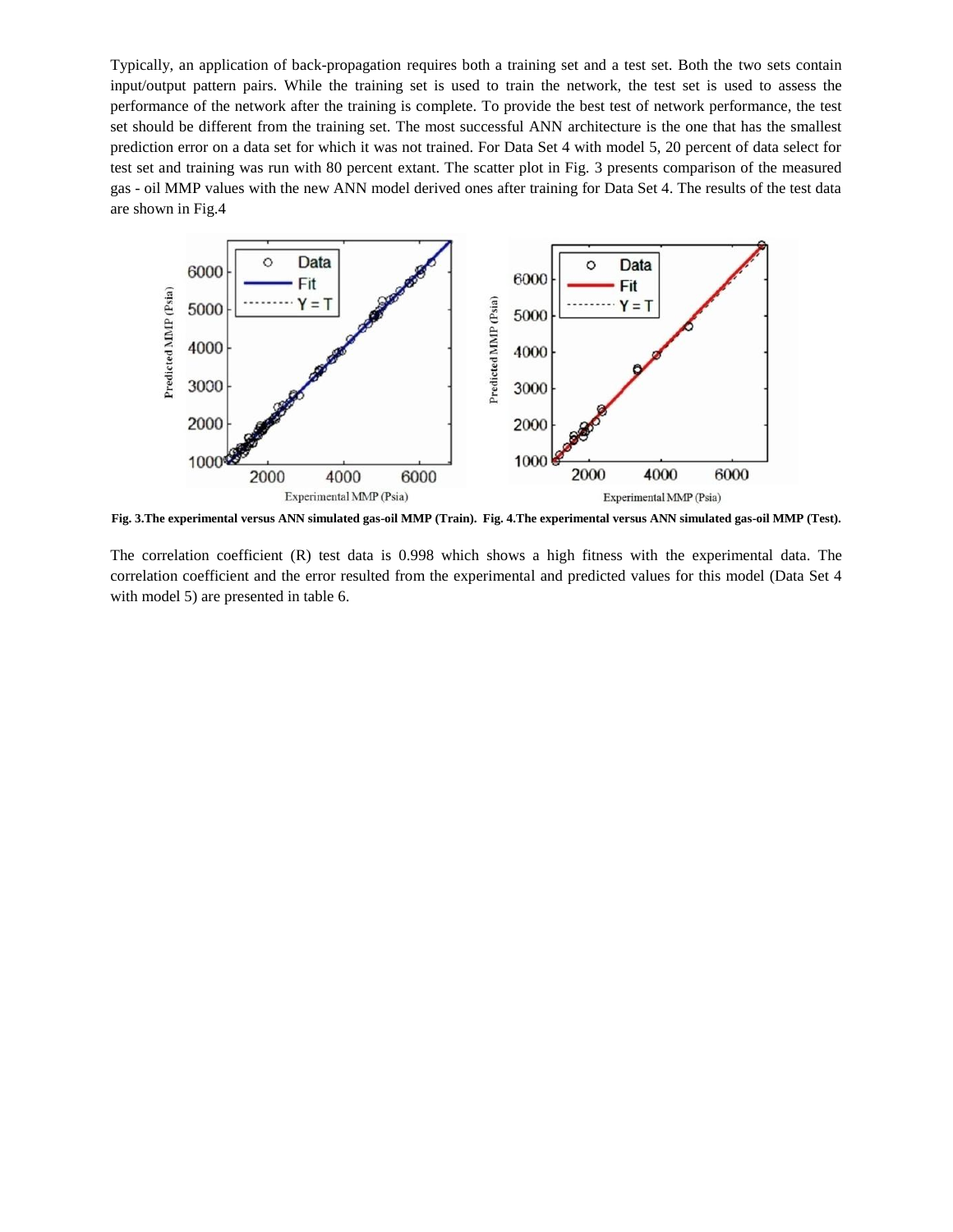Typically, an application of back-propagation requires both a training set and a test set. Both the two sets contain input/output pattern pairs. While the training set is used to train the network, the test set is used to assess the performance of the network after the training is complete. To provide the best test of network performance, the test set should be different from the training set. The most successful ANN architecture is the one that has the smallest prediction error on a data set for which it was not trained. For Data Set 4 with model 5, 20 percent of data select for test set and training was run with 80 percent extant. The scatter plot in Fig. 3 presents comparison of the measured gas - oil MMP values with the new ANN model derived ones after training for Data Set 4. The results of the test data are shown in Fig.4

**Fig. 3.The experimental versus ANN simulated gas-oil MMP (Train). Fig. 4.The experimental versus ANN simulated gas-oil MMP (Test).**

The correlation coefficient (R) test data is 0.998 which shows a high fitness with the experimental data. The correlation coefficient and the error resulted from the experimental and predicted values for this model (Data Set 4 with model 5) are presented in table 6.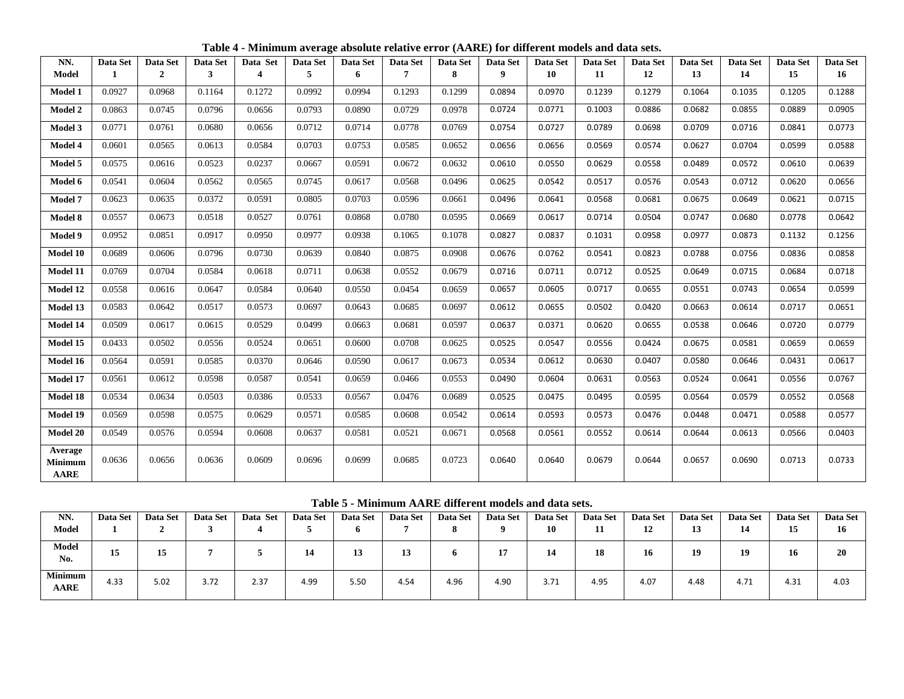**Table 4 - Minimum average absolute relative error (AARE) for different models and data sets.**

| NN. Model | Data Set 1 | Data Set 2 | Data Set 3 | Data Set 4 | Data Set 5 | Data Set 6 | Data Set 7 | Data Set 8 | Data Set 9 | Data Set 10 | Data Set 11 | Data Set 12 | Data Set 13 | Data Set 14 | Data Set 15 | Data Set 16 |
|---|---|---|---|---|---|---|---|---|---|---|---|---|---|---|---|---|
| **Model 1** | 0.0927 | 0.0968 | 0.1164 | 0.1272 | 0.0992 | 0.0994 | 0.1293 | 0.1299 | 0.0894 | 0.0970 | 0.1239 | 0.1279 | 0.1064 | 0.1035 | 0.1205 | 0.1288 |
| **Model 2** | 0.0863 | 0.0745 | 0.0796 | 0.0656 | 0.0793 | 0.0890 | 0.0729 | 0.0978 | 0.0724 | 0.0771 | 0.1003 | 0.0886 | 0.0682 | 0.0855 | 0.0889 | 0.0905 |
| **Model 3** | 0.0771 | 0.0761 | 0.0680 | 0.0656 | 0.0712 | 0.0714 | 0.0778 | 0.0769 | 0.0754 | 0.0727 | 0.0789 | 0.0698 | 0.0709 | 0.0716 | 0.0841 | 0.0773 |
| **Model 4** | 0.0601 | 0.0565 | 0.0613 | 0.0584 | 0.0703 | 0.0753 | 0.0585 | 0.0652 | 0.0656 | 0.0656 | 0.0569 | 0.0574 | 0.0627 | 0.0704 | 0.0599 | 0.0588 |
| **Model 5** | 0.0575 | 0.0616 | 0.0523 | 0.0237 | 0.0667 | 0.0591 | 0.0672 | 0.0632 | 0.0610 | 0.0550 | 0.0629 | 0.0558 | 0.0489 | 0.0572 | 0.0610 | 0.0639 |
| **Model 6** | 0.0541 | 0.0604 | 0.0562 | 0.0565 | 0.0745 | 0.0617 | 0.0568 | 0.0496 | 0.0625 | 0.0542 | 0.0517 | 0.0576 | 0.0543 | 0.0712 | 0.0620 | 0.0656 |
| **Model 7** | 0.0623 | 0.0635 | 0.0372 | 0.0591 | 0.0805 | 0.0703 | 0.0596 | 0.0661 | 0.0496 | 0.0641 | 0.0568 | 0.0681 | 0.0675 | 0.0649 | 0.0621 | 0.0715 |
| **Model 8** | 0.0557 | 0.0673 | 0.0518 | 0.0527 | 0.0761 | 0.0868 | 0.0780 | 0.0595 | 0.0669 | 0.0617 | 0.0714 | 0.0504 | 0.0747 | 0.0680 | 0.0778 | 0.0642 |
| **Model 9** | 0.0952 | 0.0851 | 0.0917 | 0.0950 | 0.0977 | 0.0938 | 0.1065 | 0.1078 | 0.0827 | 0.0837 | 0.1031 | 0.0958 | 0.0977 | 0.0873 | 0.1132 | 0.1256 |
| **Model 10** | 0.0689 | 0.0606 | 0.0796 | 0.0730 | 0.0639 | 0.0840 | 0.0875 | 0.0908 | 0.0676 | 0.0762 | 0.0541 | 0.0823 | 0.0788 | 0.0756 | 0.0836 | 0.0858 |
| **Model 11** | 0.0769 | 0.0704 | 0.0584 | 0.0618 | 0.0711 | 0.0638 | 0.0552 | 0.0679 | 0.0716 | 0.0711 | 0.0712 | 0.0525 | 0.0649 | 0.0715 | 0.0684 | 0.0718 |
| **Model 12** | 0.0558 | 0.0616 | 0.0647 | 0.0584 | 0.0640 | 0.0550 | 0.0454 | 0.0659 | 0.0657 | 0.0605 | 0.0717 | 0.0655 | 0.0551 | 0.0743 | 0.0654 | 0.0599 |
| **Model 13** | 0.0583 | 0.0642 | 0.0517 | 0.0573 | 0.0697 | 0.0643 | 0.0685 | 0.0697 | 0.0612 | 0.0655 | 0.0502 | 0.0420 | 0.0663 | 0.0614 | 0.0717 | 0.0651 |
| **Model 14** | 0.0509 | 0.0617 | 0.0615 | 0.0529 | 0.0499 | 0.0663 | 0.0681 | 0.0597 | 0.0637 | 0.0371 | 0.0620 | 0.0655 | 0.0538 | 0.0646 | 0.0720 | 0.0779 |
| **Model 15** | 0.0433 | 0.0502 | 0.0556 | 0.0524 | 0.0651 | 0.0600 | 0.0708 | 0.0625 | 0.0525 | 0.0547 | 0.0556 | 0.0424 | 0.0675 | 0.0581 | 0.0659 | 0.0659 |
| **Model 16** | 0.0564 | 0.0591 | 0.0585 | 0.0370 | 0.0646 | 0.0590 | 0.0617 | 0.0673 | 0.0534 | 0.0612 | 0.0630 | 0.0407 | 0.0580 | 0.0646 | 0.0431 | 0.0617 |
| **Model 17** | 0.0561 | 0.0612 | 0.0598 | 0.0587 | 0.0541 | 0.0659 | 0.0466 | 0.0553 | 0.0490 | 0.0604 | 0.0631 | 0.0563 | 0.0524 | 0.0641 | 0.0556 | 0.0767 |
| **Model 18** | 0.0534 | 0.0634 | 0.0503 | 0.0386 | 0.0533 | 0.0567 | 0.0476 | 0.0689 | 0.0525 | 0.0475 | 0.0495 | 0.0595 | 0.0564 | 0.0579 | 0.0552 | 0.0568 |
| **Model 19** | 0.0569 | 0.0598 | 0.0575 | 0.0629 | 0.0571 | 0.0585 | 0.0608 | 0.0542 | 0.0614 | 0.0593 | 0.0573 | 0.0476 | 0.0448 | 0.0471 | 0.0588 | 0.0577 |
| **Model 20** | 0.0549 | 0.0576 | 0.0594 | 0.0608 | 0.0637 | 0.0581 | 0.0521 | 0.0671 | 0.0568 | 0.0561 | 0.0552 | 0.0614 | 0.0644 | 0.0613 | 0.0566 | 0.0403 |
| **Average Minimum AARE** | 0.0636 | 0.0656 | 0.0636 | 0.0609 | 0.0696 | 0.0699 | 0.0685 | 0.0723 | 0.0640 | 0.0640 | 0.0679 | 0.0644 | 0.0657 | 0.0690 | 0.0713 | 0.0733 |

**Table 5 - Minimum AARE different models and data sets.**

| NN. Model | Data Set 1 | Data Set 2 | Data Set 3 | Data Set 4 | Data Set 5 | Data Set 6 | Data Set 7 | Data Set 8 | Data Set 9 | Data Set 10 | Data Set 11 | Data Set 12 | Data Set 13 | Data Set 14 | Data Set 15 | Data Set 16 |
|---|---|---|---|---|---|---|---|---|---|---|---|---|---|---|---|---|
| **Model No.** | **15** | **15** | **7** | **5** | **14** | **13** | **13** | **6** | **17** | **14** | **18** | **16** | **19** | **19** | **16** | **20** |
| **Minimum AARE** | 4.33 | 5.02 | 3.72 | 2.37 | 4.99 | 5.50 | 4.54 | 4.96 | 4.90 | 3.71 | 4.95 | 4.07 | 4.48 | 4.71 | 4.31 | 4.03 |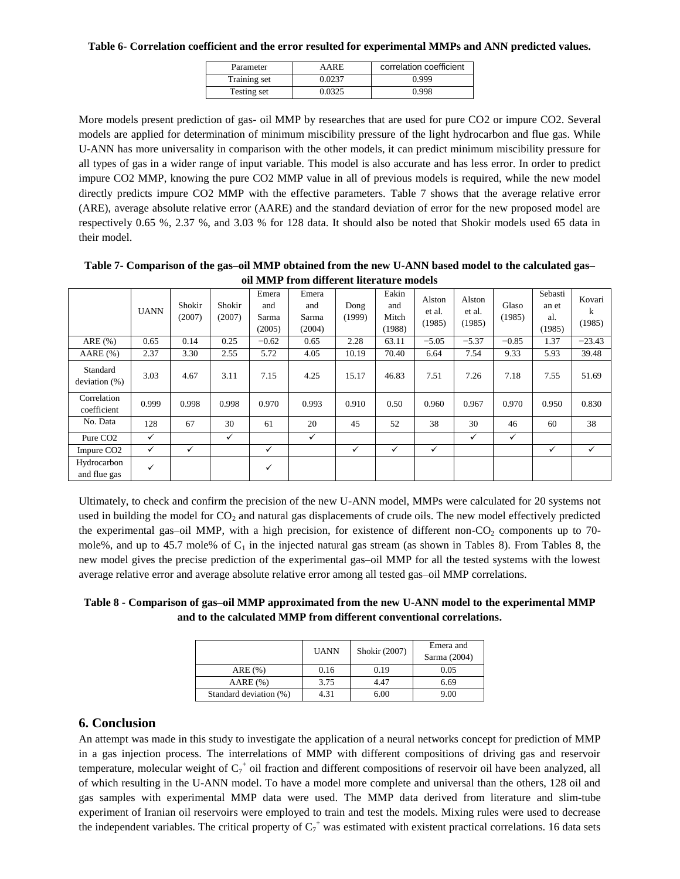**Table 6- Correlation coefficient and the error resulted for experimental MMPs and ANN predicted values.**

| Parameter | AARE | correlation coefficient |
|---|---|---|
| Training set | 0.0237 | 0.999 |
| Testing set | 0.0325 | 0.998 |

More models present prediction of gas- oil MMP by researches that are used for pure CO2 or impure CO2. Several models are applied for determination of minimum miscibility pressure of the light hydrocarbon and flue gas. While U-ANN has more universality in comparison with the other models, it can predict minimum miscibility pressure for all types of gas in a wider range of input variable. This model is also accurate and has less error. In order to predict impure CO2 MMP, knowing the pure CO2 MMP value in all of previous models is required, while the new model directly predicts impure CO2 MMP with the effective parameters. Table 7 shows that the average relative error (ARE), average absolute relative error (AARE) and the standard deviation of error for the new proposed model are respectively 0.65 %, 2.37 %, and 3.03 % for 128 data. It should also be noted that Shokir models used 65 data in their model.

**Table 7- Comparison of the gas–oil MMP obtained from the new U-ANN based model to the calculated gas–oil MMP from different literature models**

| | UANN | Shokir (2007) | Shokir (2007) | Emera and Sarma (2005) | Emera and Sarma (2004) | Dong (1999) | Eakin and Mitch (1988) | Alston et al. (1985) | Alston et al. (1985) | Glaso (1985) | Sebastian et al. (1985) | Kovarik (1985) |
|---|---|---|---|---|---|---|---|---|---|---|---|---|
| ARE (%) | 0.65 | 0.14 | 0.25 | −0.62 | 0.65 | 2.28 | 63.11 | −5.05 | −5.37 | −0.85 | 1.37 | −23.43 |
| AARE (%) | 2.37 | 3.30 | 2.55 | 5.72 | 4.05 | 10.19 | 70.40 | 6.64 | 7.54 | 9.33 | 5.93 | 39.48 |
| Standard deviation (%) | 3.03 | 4.67 | 3.11 | 7.15 | 4.25 | 15.17 | 46.83 | 7.51 | 7.26 | 7.18 | 7.55 | 51.69 |
| Correlation coefficient | 0.999 | 0.998 | 0.998 | 0.970 | 0.993 | 0.910 | 0.50 | 0.960 | 0.967 | 0.970 | 0.950 | 0.830 |
| No. Data | 128 | 67 | 30 | 61 | 20 | 45 | 52 | 38 | 30 | 46 | 60 | 38 |
| Pure CO2 | ✓ | | ✓ | | ✓ | | | | ✓ | ✓ | | |
| Impure CO2 | ✓ | ✓ | | ✓ | | ✓ | ✓ | ✓ | | | ✓ | ✓ |
| Hydrocarbon and flue gas | ✓ | | | ✓ | | | | | | | | |

Ultimately, to check and confirm the precision of the new U-ANN model, MMPs were calculated for 20 systems not used in building the model for $CO_2$ and natural gas displacements of crude oils. The new model effectively predicted the experimental gas–oil MMP, with a high precision, for existence of different non-$CO_2$ components up to 70-mole%, and up to 45.7 mole% of $C_1$ in the injected natural gas stream (as shown in Tables 8). From Tables 8, the new model gives the precise prediction of the experimental gas–oil MMP for all the tested systems with the lowest average relative error and average absolute relative error among all tested gas–oil MMP correlations.

**Table 8 - Comparison of gas–oil MMP approximated from the new U-ANN model to the experimental MMP and to the calculated MMP from different conventional correlations.**

| | UANN | Shokir (2007) | Emera and Sarma (2004) |
|---|---|---|---|
| ARE (%) | 0.16 | 0.19 | 0.05 |
| AARE (%) | 3.75 | 4.47 | 6.69 |
| Standard deviation (%) | 4.31 | 6.00 | 9.00 |

## 6. Conclusion

An attempt was made in this study to investigate the application of a neural networks concept for prediction of MMP in a gas injection process. The interrelations of MMP with different compositions of driving gas and reservoir temperature, molecular weight of $C_7^+$ oil fraction and different compositions of reservoir oil have been analyzed, all of which resulting in the U-ANN model. To have a model more complete and universal than the others, 128 oil and gas samples with experimental MMP data were used. The MMP data derived from literature and slim-tube experiment of Iranian oil reservoirs were employed to train and test the models. Mixing rules were used to decrease the independent variables. The critical property of $C_7^+$ was estimated with existent practical correlations. 16 data sets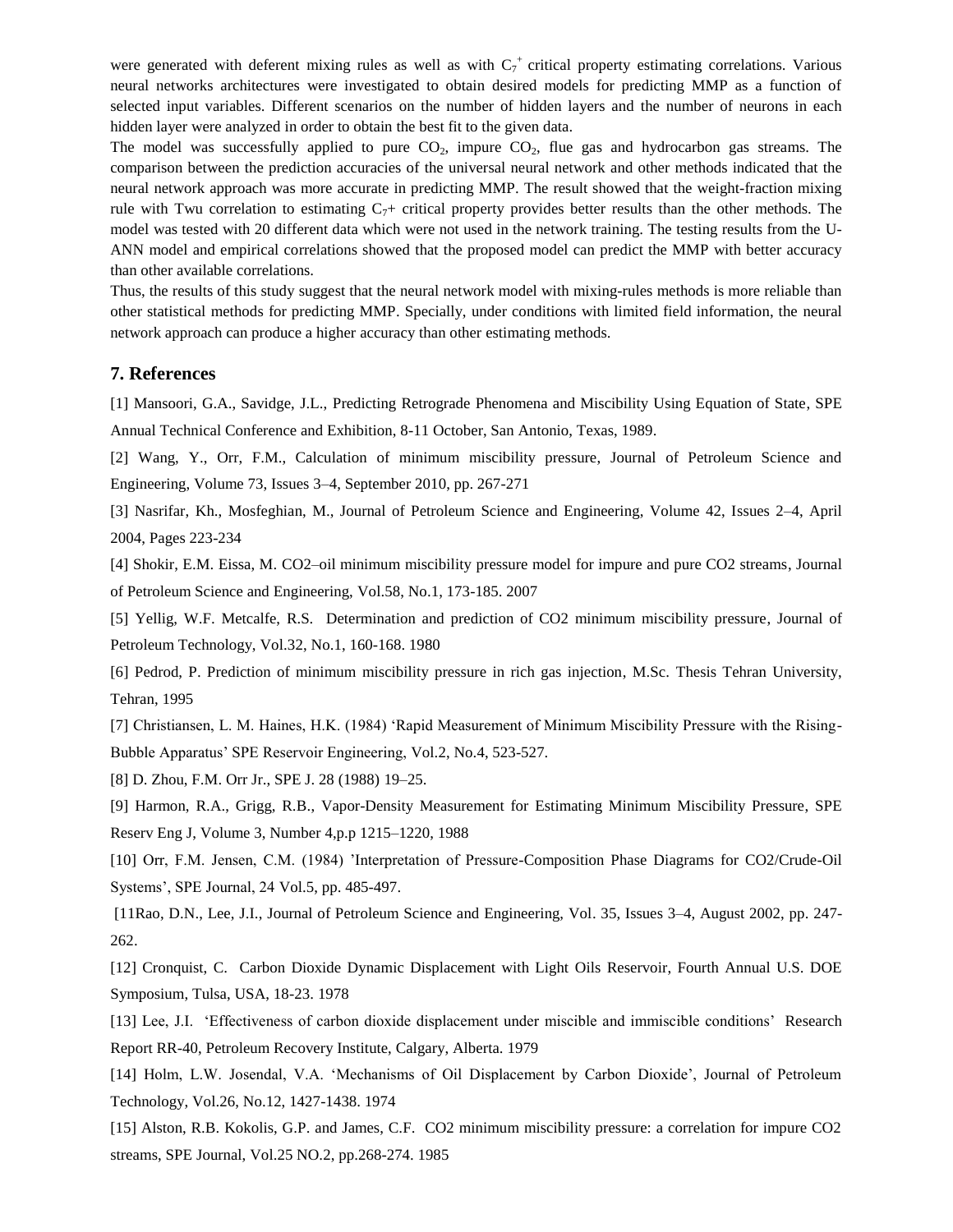were generated with deferent mixing rules as well as with $C_7^+$ critical property estimating correlations. Various neural networks architectures were investigated to obtain desired models for predicting MMP as a function of selected input variables. Different scenarios on the number of hidden layers and the number of neurons in each hidden layer were analyzed in order to obtain the best fit to the given data.

The model was successfully applied to pure $CO_2$, impure $CO_2$, flue gas and hydrocarbon gas streams. The comparison between the prediction accuracies of the universal neural network and other methods indicated that the neural network approach was more accurate in predicting MMP. The result showed that the weight-fraction mixing rule with Twu correlation to estimating $C_7$+ critical property provides better results than the other methods. The model was tested with 20 different data which were not used in the network training. The testing results from the U-ANN model and empirical correlations showed that the proposed model can predict the MMP with better accuracy than other available correlations.

Thus, the results of this study suggest that the neural network model with mixing-rules methods is more reliable than other statistical methods for predicting MMP. Specially, under conditions with limited field information, the neural network approach can produce a higher accuracy than other estimating methods.

## 7. References

[1] Mansoori, G.A., Savidge, J.L., Predicting Retrograde Phenomena and Miscibility Using Equation of State, SPE Annual Technical Conference and Exhibition, 8-11 October, San Antonio, Texas, 1989.

[2] Wang, Y., Orr, F.M., Calculation of minimum miscibility pressure, Journal of Petroleum Science and Engineering, Volume 73, Issues 3–4, September 2010, pp. 267-271

[3] Nasrifar, Kh., Mosfeghian, M., Journal of Petroleum Science and Engineering, Volume 42, Issues 2–4, April 2004, Pages 223-234

[4] Shokir, E.M. Eissa, M. CO2–oil minimum miscibility pressure model for impure and pure CO2 streams, Journal of Petroleum Science and Engineering, Vol.58, No.1, 173-185. 2007

[5] Yellig, W.F. Metcalfe, R.S. Determination and prediction of CO2 minimum miscibility pressure, Journal of Petroleum Technology, Vol.32, No.1, 160-168. 1980

[6] Pedrod, P. Prediction of minimum miscibility pressure in rich gas injection, M.Sc. Thesis Tehran University, Tehran, 1995

[7] Christiansen, L. M. Haines, H.K. (1984) 'Rapid Measurement of Minimum Miscibility Pressure with the Rising-Bubble Apparatus' SPE Reservoir Engineering, Vol.2, No.4, 523-527.

[8] D. Zhou, F.M. Orr Jr., SPE J. 28 (1988) 19–25.

[9] Harmon, R.A., Grigg, R.B., Vapor-Density Measurement for Estimating Minimum Miscibility Pressure, SPE Reserv Eng J, Volume 3, Number 4,p.p 1215–1220, 1988

[10] Orr, F.M. Jensen, C.M. (1984) 'Interpretation of Pressure-Composition Phase Diagrams for CO2/Crude-Oil Systems', SPE Journal, 24 Vol.5, pp. 485-497.

[11Rao, D.N., Lee, J.I., Journal of Petroleum Science and Engineering, Vol. 35, Issues 3–4, August 2002, pp. 247-262.

[12] Cronquist, C. Carbon Dioxide Dynamic Displacement with Light Oils Reservoir, Fourth Annual U.S. DOE Symposium, Tulsa, USA, 18-23. 1978

[13] Lee, J.I. 'Effectiveness of carbon dioxide displacement under miscible and immiscible conditions' Research Report RR-40, Petroleum Recovery Institute, Calgary, Alberta. 1979

[14] Holm, L.W. Josendal, V.A. 'Mechanisms of Oil Displacement by Carbon Dioxide', Journal of Petroleum Technology, Vol.26, No.12, 1427-1438. 1974

[15] Alston, R.B. Kokolis, G.P. and James, C.F. CO2 minimum miscibility pressure: a correlation for impure CO2 streams, SPE Journal, Vol.25 NO.2, pp.268-274. 1985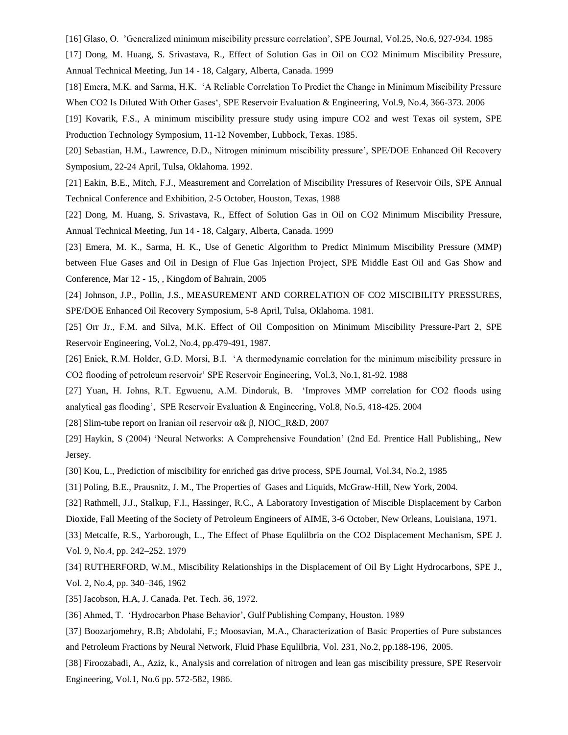[16] Glaso, O. 'Generalized minimum miscibility pressure correlation', SPE Journal, Vol.25, No.6, 927-934. 1985

[17] Dong, M. Huang, S. Srivastava, R., Effect of Solution Gas in Oil on CO2 Minimum Miscibility Pressure, Annual Technical Meeting, Jun 14 - 18, Calgary, Alberta, Canada. 1999

[18] Emera, M.K. and Sarma, H.K. 'A Reliable Correlation To Predict the Change in Minimum Miscibility Pressure When CO2 Is Diluted With Other Gases', SPE Reservoir Evaluation & Engineering, Vol.9, No.4, 366-373. 2006

[19] Kovarik, F.S., A minimum miscibility pressure study using impure CO2 and west Texas oil system, SPE Production Technology Symposium, 11-12 November, Lubbock, Texas. 1985.

[20] Sebastian, H.M., Lawrence, D.D., Nitrogen minimum miscibility pressure', SPE/DOE Enhanced Oil Recovery Symposium, 22-24 April, Tulsa, Oklahoma. 1992.

[21] Eakin, B.E., Mitch, F.J., Measurement and Correlation of Miscibility Pressures of Reservoir Oils, SPE Annual Technical Conference and Exhibition, 2-5 October, Houston, Texas, 1988

[22] Dong, M. Huang, S. Srivastava, R., Effect of Solution Gas in Oil on CO2 Minimum Miscibility Pressure, Annual Technical Meeting, Jun 14 - 18, Calgary, Alberta, Canada. 1999

[23] Emera, M. K., Sarma, H. K., Use of Genetic Algorithm to Predict Minimum Miscibility Pressure (MMP) between Flue Gases and Oil in Design of Flue Gas Injection Project, SPE Middle East Oil and Gas Show and Conference, Mar 12 - 15, , Kingdom of Bahrain, 2005

[24] Johnson, J.P., Pollin, J.S., MEASUREMENT AND CORRELATION OF CO2 MISCIBILITY PRESSURES, SPE/DOE Enhanced Oil Recovery Symposium, 5-8 April, Tulsa, Oklahoma. 1981.

[25] Orr Jr., F.M. and Silva, M.K. Effect of Oil Composition on Minimum Miscibility Pressure-Part 2, SPE Reservoir Engineering, Vol.2, No.4, pp.479-491, 1987.

[26] Enick, R.M. Holder, G.D. Morsi, B.I. 'A thermodynamic correlation for the minimum miscibility pressure in CO2 flooding of petroleum reservoir' SPE Reservoir Engineering, Vol.3, No.1, 81-92. 1988

[27] Yuan, H. Johns, R.T. Egwuenu, A.M. Dindoruk, B. 'Improves MMP correlation for CO2 floods using analytical gas flooding', SPE Reservoir Evaluation & Engineering, Vol.8, No.5, 418-425. 2004

[28] Slim-tube report on Iranian oil reservoir α& β, NIOC_R&D, 2007

[29] Haykin, S (2004) 'Neural Networks: A Comprehensive Foundation' (2nd Ed. Prentice Hall Publishing,, New Jersey.

[30] Kou, L., Prediction of miscibility for enriched gas drive process, SPE Journal, Vol.34, No.2, 1985

[31] Poling, B.E., Prausnitz, J. M., The Properties of Gases and Liquids, McGraw-Hill, New York, 2004.

[32] Rathmell, J.J., Stalkup, F.I., Hassinger, R.C., A Laboratory Investigation of Miscible Displacement by Carbon Dioxide, Fall Meeting of the Society of Petroleum Engineers of AIME, 3-6 October, New Orleans, Louisiana, 1971.

[33] Metcalfe, R.S., Yarborough, L., The Effect of Phase Equlilbria on the CO2 Displacement Mechanism, SPE J. Vol. 9, No.4, pp. 242–252. 1979

[34] RUTHERFORD, W.M., Miscibility Relationships in the Displacement of Oil By Light Hydrocarbons, SPE J., Vol. 2, No.4, pp. 340–346, 1962

[35] Jacobson, H.A, J. Canada. Pet. Tech. 56, 1972.

[36] Ahmed, T. 'Hydrocarbon Phase Behavior', Gulf Publishing Company, Houston. 1989

[37] Boozarjomehry, R.B; Abdolahi, F.; Moosavian, M.A., Characterization of Basic Properties of Pure substances and Petroleum Fractions by Neural Network, Fluid Phase Equlilbria, Vol. 231, No.2, pp.188-196, 2005.

[38] Firoozabadi, A., Aziz, k., Analysis and correlation of nitrogen and lean gas miscibility pressure, SPE Reservoir Engineering, Vol.1, No.6 pp. 572-582, 1986.